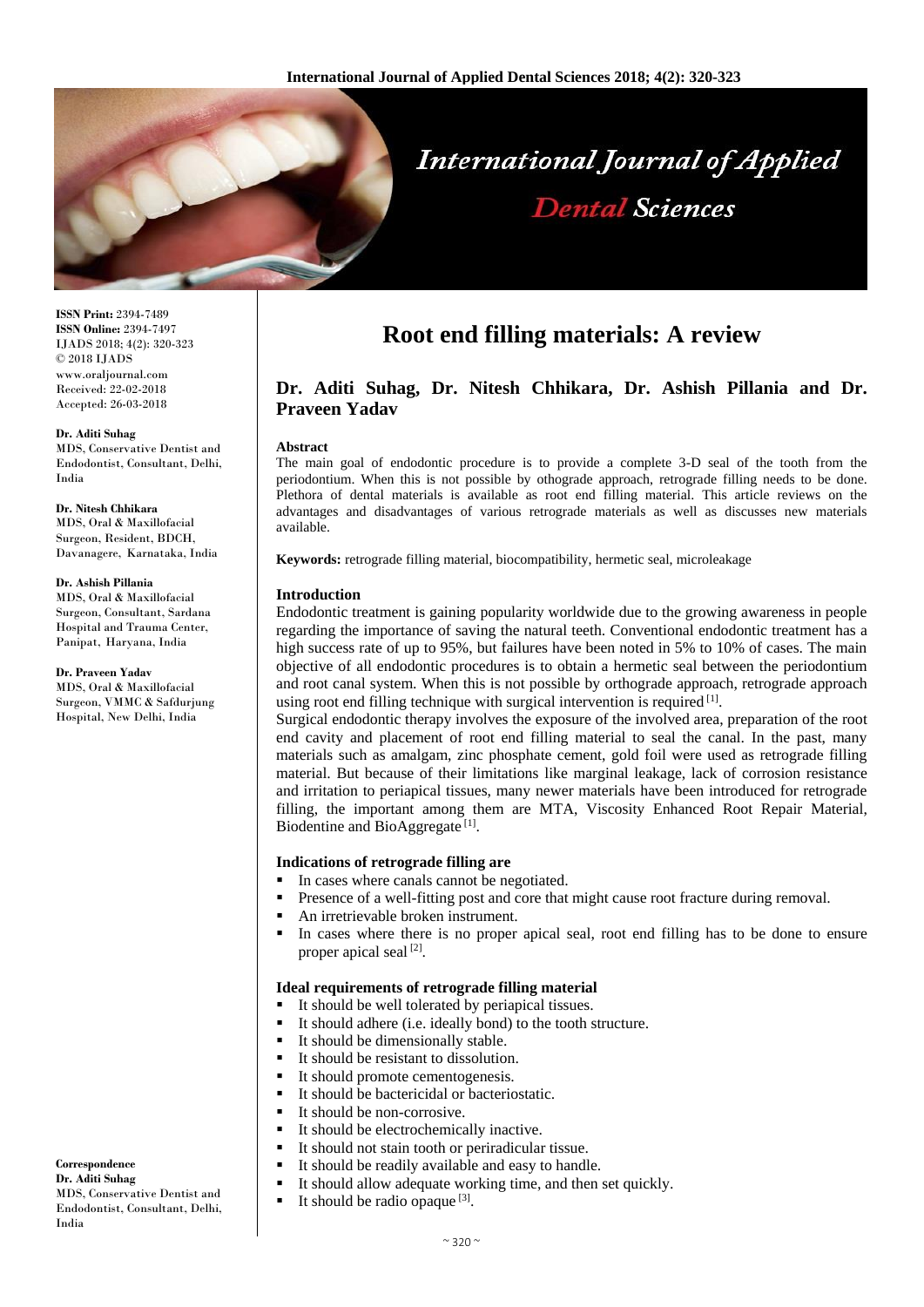# Root end filling materials: A review

**Dr. Aditi Suhag, Dr. Nitesh Chhikara, Dr. Ashish Pillania and Dr. Praveen Yadav**

ISSN Print: 2394-7489
ISSN Online: 2394-7497
IJADS 2018; 4(2): 320-323
© 2018 IJADS
www.oraljournal.com
Received: 22-02-2018
Accepted: 26-03-2018

**Dr. Aditi Suhag**
MDS, Conservative Dentist and Endodontist, Consultant, Delhi, India

**Dr. Nitesh Chhikara**
MDS, Oral & Maxillofacial Surgeon, Resident, BDCH, Davanagere, Karnataka, India

**Dr. Ashish Pillania**
MDS, Oral & Maxillofacial Surgeon, Consultant, Sardana Hospital and Trauma Center, Panipat, Haryana, India

**Dr. Praveen Yadav**
MDS, Oral & Maxillofacial Surgeon, VMMC & Safdurjung Hospital, New Delhi, India

**Correspondence**
**Dr. Aditi Suhag**
MDS, Conservative Dentist and Endodontist, Consultant, Delhi, India

**Abstract**

The main goal of endodontic procedure is to provide a complete 3-D seal of the tooth from the periodontium. When this is not possible by othograde approach, retrograde filling needs to be done. Plethora of dental materials is available as root end filling material. This article reviews on the advantages and disadvantages of various retrograde materials as well as discusses new materials available.

**Keywords:** retrograde filling material, biocompatibility, hermetic seal, microleakage

## Introduction

Endodontic treatment is gaining popularity worldwide due to the growing awareness in people regarding the importance of saving the natural teeth. Conventional endodontic treatment has a high success rate of up to 95%, but failures have been noted in 5% to 10% of cases. The main objective of all endodontic procedures is to obtain a hermetic seal between the periodontium and root canal system. When this is not possible by orthograde approach, retrograde approach using root end filling technique with surgical intervention is required [1].

Surgical endodontic therapy involves the exposure of the involved area, preparation of the root end cavity and placement of root end filling material to seal the canal. In the past, many materials such as amalgam, zinc phosphate cement, gold foil were used as retrograde filling material. But because of their limitations like marginal leakage, lack of corrosion resistance and irritation to periapical tissues, many newer materials have been introduced for retrograde filling, the important among them are MTA, Viscosity Enhanced Root Repair Material, Biodentine and BioAggregate [1].

### Indications of retrograde filling are

- In cases where canals cannot be negotiated.
- Presence of a well-fitting post and core that might cause root fracture during removal.
- An irretrievable broken instrument.
- In cases where there is no proper apical seal, root end filling has to be done to ensure proper apical seal [2].

### Ideal requirements of retrograde filling material

- It should be well tolerated by periapical tissues.
- It should adhere (i.e. ideally bond) to the tooth structure.
- It should be dimensionally stable.
- It should be resistant to dissolution.
- It should promote cementogenesis.
- It should be bactericidal or bacteriostatic.
- It should be non-corrosive.
- It should be electrochemically inactive.
- It should not stain tooth or periradicular tissue.
- It should be readily available and easy to handle.
- It should allow adequate working time, and then set quickly.
- It should be radio opaque [3].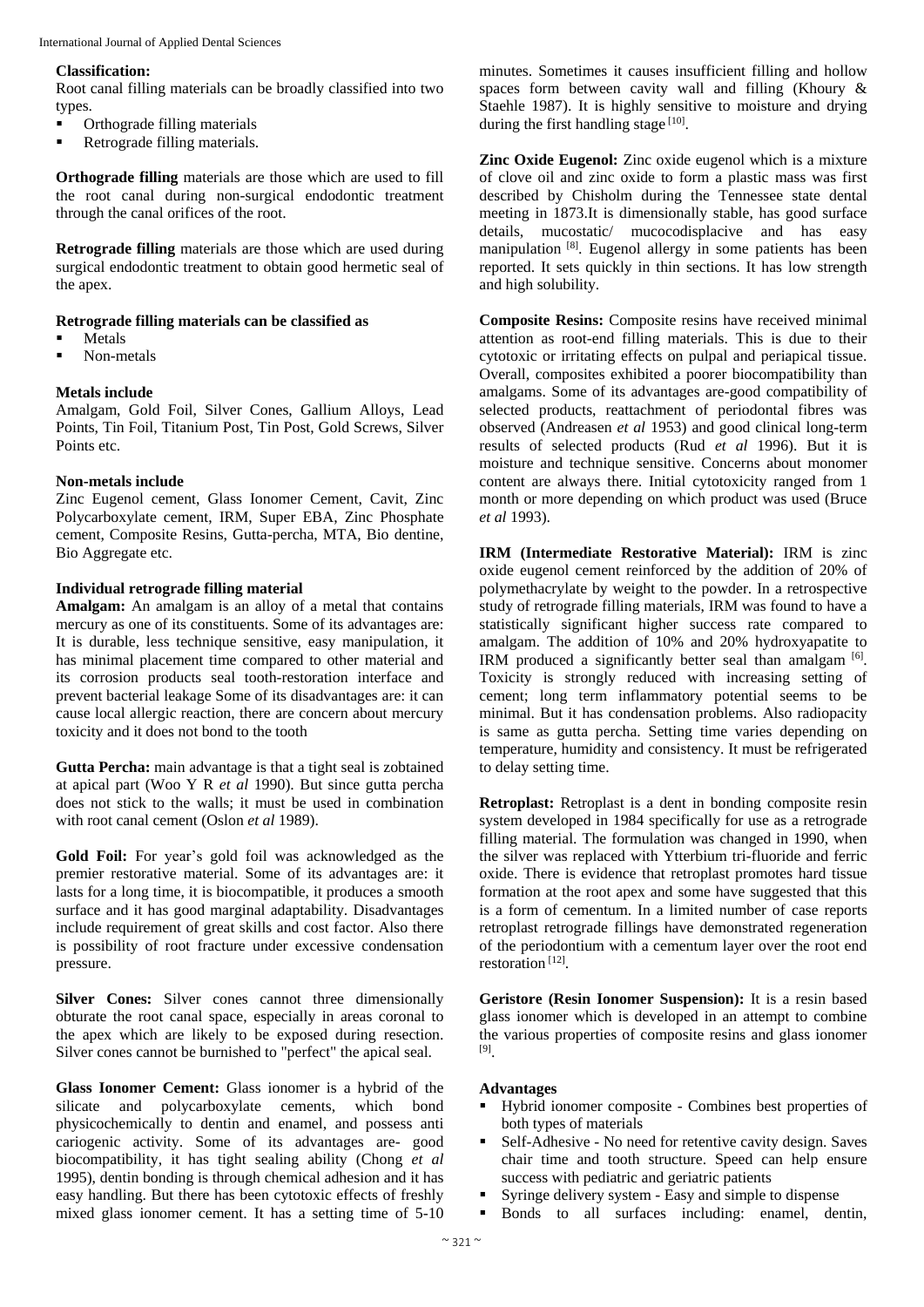**Classification:**

Root canal filling materials can be broadly classified into two types.

- Orthograde filling materials
- Retrograde filling materials.

**Orthograde filling** materials are those which are used to fill the root canal during non-surgical endodontic treatment through the canal orifices of the root.

**Retrograde filling** materials are those which are used during surgical endodontic treatment to obtain good hermetic seal of the apex.

**Retrograde filling materials can be classified as**

- Metals
- Non-metals

**Metals include**

Amalgam, Gold Foil, Silver Cones, Gallium Alloys, Lead Points, Tin Foil, Titanium Post, Tin Post, Gold Screws, Silver Points etc.

**Non-metals include**

Zinc Eugenol cement, Glass Ionomer Cement, Cavit, Zinc Polycarboxylate cement, IRM, Super EBA, Zinc Phosphate cement, Composite Resins, Gutta-percha, MTA, Bio dentine, Bio Aggregate etc.

**Individual retrograde filling material**

**Amalgam:** An amalgam is an alloy of a metal that contains mercury as one of its constituents. Some of its advantages are: It is durable, less technique sensitive, easy manipulation, it has minimal placement time compared to other material and its corrosion products seal tooth-restoration interface and prevent bacterial leakage Some of its disadvantages are: it can cause local allergic reaction, there are concern about mercury toxicity and it does not bond to the tooth

**Gutta Percha:** main advantage is that a tight seal is zobtained at apical part (Woo Y R *et al* 1990). But since gutta percha does not stick to the walls; it must be used in combination with root canal cement (Oslon *et al* 1989).

**Gold Foil:** For year's gold foil was acknowledged as the premier restorative material. Some of its advantages are: it lasts for a long time, it is biocompatible, it produces a smooth surface and it has good marginal adaptability. Disadvantages include requirement of great skills and cost factor. Also there is possibility of root fracture under excessive condensation pressure.

**Silver Cones:** Silver cones cannot three dimensionally obturate the root canal space, especially in areas coronal to the apex which are likely to be exposed during resection. Silver cones cannot be burnished to "perfect" the apical seal.

**Glass Ionomer Cement:** Glass ionomer is a hybrid of the silicate and polycarboxylate cements, which bond physicochemically to dentin and enamel, and possess anti cariogenic activity. Some of its advantages are- good biocompatibility, it has tight sealing ability (Chong *et al* 1995), dentin bonding is through chemical adhesion and it has easy handling. But there has been cytotoxic effects of freshly mixed glass ionomer cement. It has a setting time of 5-10 minutes. Sometimes it causes insufficient filling and hollow spaces form between cavity wall and filling (Khoury & Staehle 1987). It is highly sensitive to moisture and drying during the first handling stage [10].

**Zinc Oxide Eugenol:** Zinc oxide eugenol which is a mixture of clove oil and zinc oxide to form a plastic mass was first described by Chisholm during the Tennessee state dental meeting in 1873.It is dimensionally stable, has good surface details, mucostatic/ mucocodisplacive and has easy manipulation [8]. Eugenol allergy in some patients has been reported. It sets quickly in thin sections. It has low strength and high solubility.

**Composite Resins:** Composite resins have received minimal attention as root-end filling materials. This is due to their cytotoxic or irritating effects on pulpal and periapical tissue. Overall, composites exhibited a poorer biocompatibility than amalgams. Some of its advantages are-good compatibility of selected products, reattachment of periodontal fibres was observed (Andreasen *et al* 1953) and good clinical long-term results of selected products (Rud *et al* 1996). But it is moisture and technique sensitive. Concerns about monomer content are always there. Initial cytotoxicity ranged from 1 month or more depending on which product was used (Bruce *et al* 1993).

**IRM (Intermediate Restorative Material):** IRM is zinc oxide eugenol cement reinforced by the addition of 20% of polymethacrylate by weight to the powder. In a retrospective study of retrograde filling materials, IRM was found to have a statistically significant higher success rate compared to amalgam. The addition of 10% and 20% hydroxyapatite to IRM produced a significantly better seal than amalgam [6]. Toxicity is strongly reduced with increasing setting of cement; long term inflammatory potential seems to be minimal. But it has condensation problems. Also radiopacity is same as gutta percha. Setting time varies depending on temperature, humidity and consistency. It must be refrigerated to delay setting time.

**Retroplast:** Retroplast is a dent in bonding composite resin system developed in 1984 specifically for use as a retrograde filling material. The formulation was changed in 1990, when the silver was replaced with Ytterbium tri-fluoride and ferric oxide. There is evidence that retroplast promotes hard tissue formation at the root apex and some have suggested that this is a form of cementum. In a limited number of case reports retroplast retrograde fillings have demonstrated regeneration of the periodontium with a cementum layer over the root end restoration [12].

**Geristore (Resin Ionomer Suspension):** It is a resin based glass ionomer which is developed in an attempt to combine the various properties of composite resins and glass ionomer [9].

**Advantages**

- Hybrid ionomer composite - Combines best properties of both types of materials
- Self-Adhesive - No need for retentive cavity design. Saves chair time and tooth structure. Speed can help ensure success with pediatric and geriatric patients
- Syringe delivery system - Easy and simple to dispense
- Bonds to all surfaces including: enamel, dentin,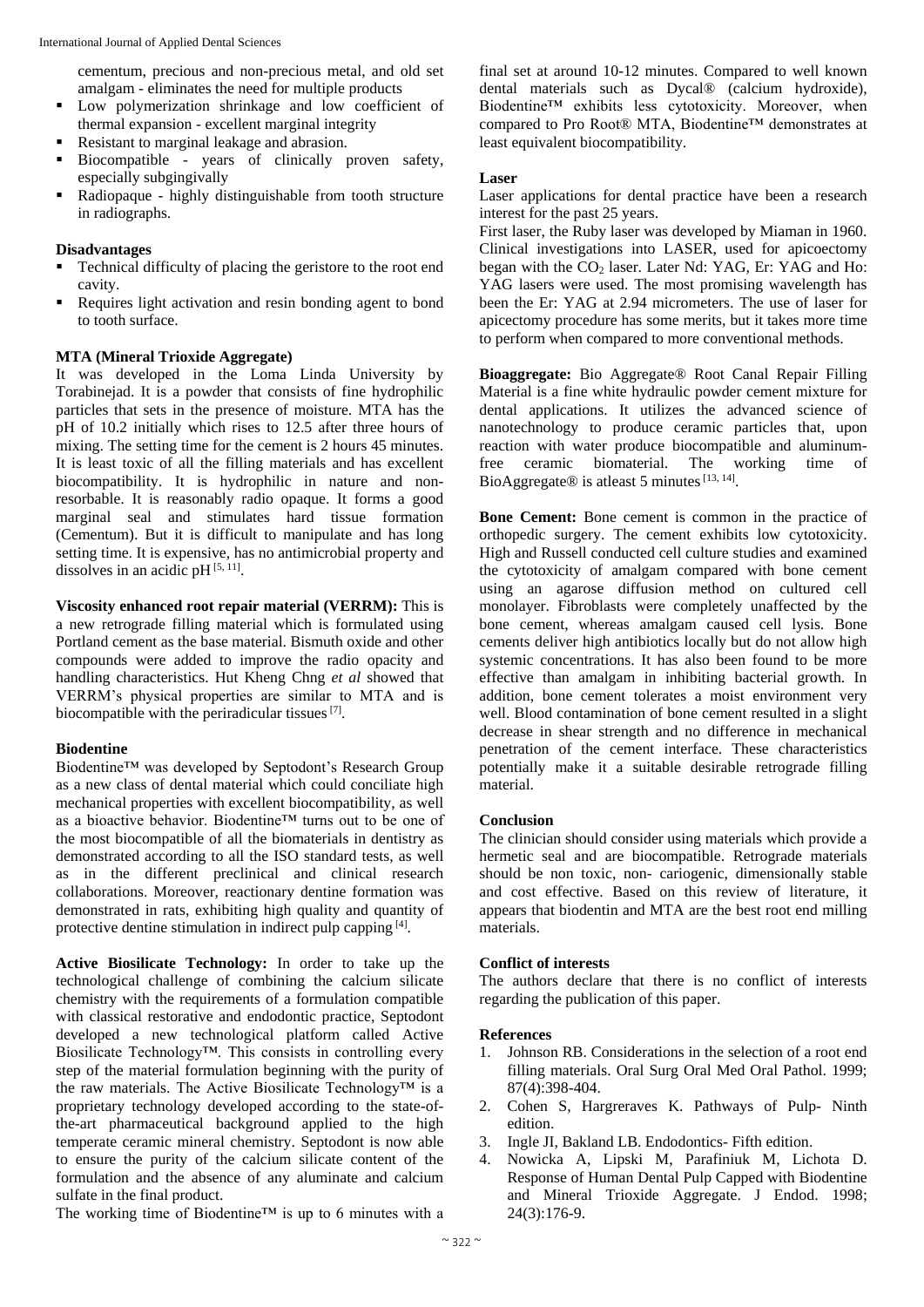cementum, precious and non-precious metal, and old set amalgam - eliminates the need for multiple products

- Low polymerization shrinkage and low coefficient of thermal expansion - excellent marginal integrity
- Resistant to marginal leakage and abrasion.
- Biocompatible - years of clinically proven safety, especially subgingivally
- Radiopaque - highly distinguishable from tooth structure in radiographs.

**Disadvantages**

- Technical difficulty of placing the geristore to the root end cavity.
- Requires light activation and resin bonding agent to bond to tooth surface.

**MTA (Mineral Trioxide Aggregate)**

It was developed in the Loma Linda University by Torabinejad. It is a powder that consists of fine hydrophilic particles that sets in the presence of moisture. MTA has the pH of 10.2 initially which rises to 12.5 after three hours of mixing. The setting time for the cement is 2 hours 45 minutes. It is least toxic of all the filling materials and has excellent biocompatibility. It is hydrophilic in nature and non-resorbable. It is reasonably radio opaque. It forms a good marginal seal and stimulates hard tissue formation (Cementum). But it is difficult to manipulate and has long setting time. It is expensive, has no antimicrobial property and dissolves in an acidic pH [5, 11].

**Viscosity enhanced root repair material (VERRM):** This is a new retrograde filling material which is formulated using Portland cement as the base material. Bismuth oxide and other compounds were added to improve the radio opacity and handling characteristics. Hut Kheng Chng *et al* showed that VERRM's physical properties are similar to MTA and is biocompatible with the periradicular tissues [7].

**Biodentine**

Biodentine™ was developed by Septodont's Research Group as a new class of dental material which could conciliate high mechanical properties with excellent biocompatibility, as well as a bioactive behavior. Biodentine™ turns out to be one of the most biocompatible of all the biomaterials in dentistry as demonstrated according to all the ISO standard tests, as well as in the different preclinical and clinical research collaborations. Moreover, reactionary dentine formation was demonstrated in rats, exhibiting high quality and quantity of protective dentine stimulation in indirect pulp capping [4].

**Active Biosilicate Technology:** In order to take up the technological challenge of combining the calcium silicate chemistry with the requirements of a formulation compatible with classical restorative and endodontic practice, Septodont developed a new technological platform called Active Biosilicate Technology™. This consists in controlling every step of the material formulation beginning with the purity of the raw materials. The Active Biosilicate Technology™ is a proprietary technology developed according to the state-of-the-art pharmaceutical background applied to the high temperate ceramic mineral chemistry. Septodont is now able to ensure the purity of the calcium silicate content of the formulation and the absence of any aluminate and calcium sulfate in the final product.

The working time of Biodentine™ is up to 6 minutes with a final set at around 10-12 minutes. Compared to well known dental materials such as Dycal® (calcium hydroxide), Biodentine™ exhibits less cytotoxicity. Moreover, when compared to Pro Root® MTA, Biodentine™ demonstrates at least equivalent biocompatibility.

**Laser**

Laser applications for dental practice have been a research interest for the past 25 years.

First laser, the Ruby laser was developed by Miaman in 1960. Clinical investigations into LASER, used for apicoectomy began with the $CO_2$ laser. Later Nd: YAG, Er: YAG and Ho: YAG lasers were used. The most promising wavelength has been the Er: YAG at 2.94 micrometers. The use of laser for apicectomy procedure has some merits, but it takes more time to perform when compared to more conventional methods.

**Bioaggregate:** Bio Aggregate® Root Canal Repair Filling Material is a fine white hydraulic powder cement mixture for dental applications. It utilizes the advanced science of nanotechnology to produce ceramic particles that, upon reaction with water produce biocompatible and aluminum-free ceramic biomaterial. The working time of BioAggregate® is atleast 5 minutes [13, 14].

**Bone Cement:** Bone cement is common in the practice of orthopedic surgery. The cement exhibits low cytotoxicity. High and Russell conducted cell culture studies and examined the cytotoxicity of amalgam compared with bone cement using an agarose diffusion method on cultured cell monolayer. Fibroblasts were completely unaffected by the bone cement, whereas amalgam caused cell lysis. Bone cements deliver high antibiotics locally but do not allow high systemic concentrations. It has also been found to be more effective than amalgam in inhibiting bacterial growth. In addition, bone cement tolerates a moist environment very well. Blood contamination of bone cement resulted in a slight decrease in shear strength and no difference in mechanical penetration of the cement interface. These characteristics potentially make it a suitable desirable retrograde filling material.

**Conclusion**

The clinician should consider using materials which provide a hermetic seal and are biocompatible. Retrograde materials should be non toxic, non- cariogenic, dimensionally stable and cost effective. Based on this review of literature, it appears that biodentin and MTA are the best root end milling materials.

**Conflict of interests**

The authors declare that there is no conflict of interests regarding the publication of this paper.

**References**

1. Johnson RB. Considerations in the selection of a root end filling materials. Oral Surg Oral Med Oral Pathol. 1999; 87(4):398-404.
2. Cohen S, Hargreraves K. Pathways of Pulp- Ninth edition.
3. Ingle JI, Bakland LB. Endodontics- Fifth edition.
4. Nowicka A, Lipski M, Parafiniuk M, Lichota D. Response of Human Dental Pulp Capped with Biodentine and Mineral Trioxide Aggregate. J Endod. 1998; 24(3):176-9.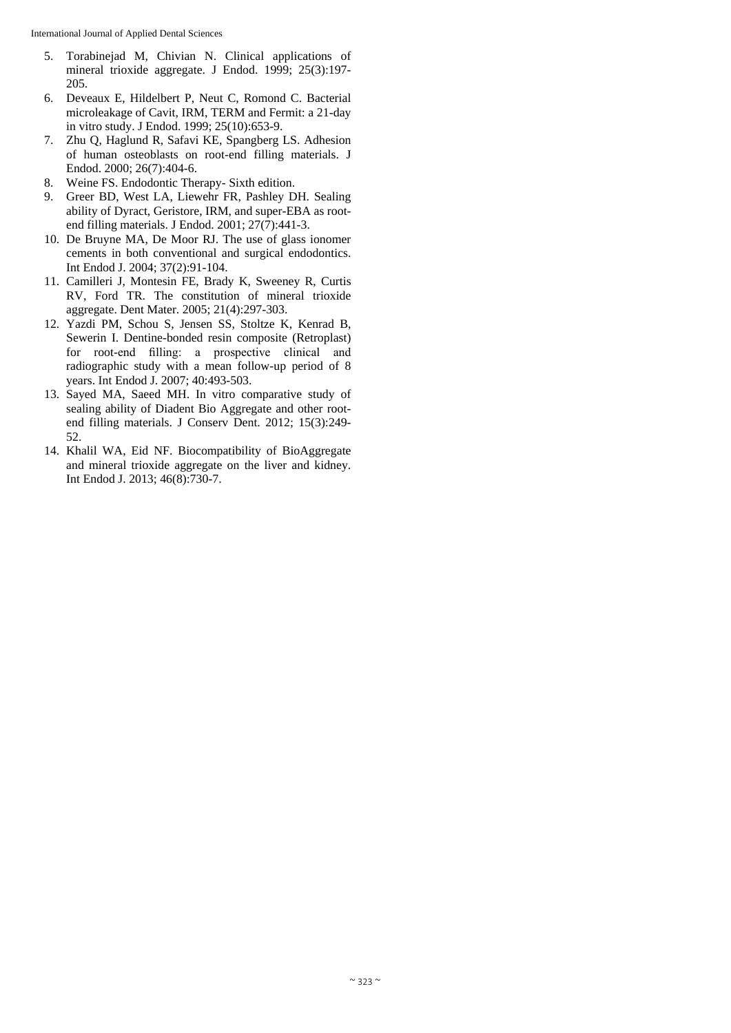5. Torabinejad M, Chivian N. Clinical applications of mineral trioxide aggregate. J Endod. 1999; 25(3):197-205.
6. Deveaux E, Hildelbert P, Neut C, Romond C. Bacterial microleakage of Cavit, IRM, TERM and Fermit: a 21-day in vitro study. J Endod. 1999; 25(10):653-9.
7. Zhu Q, Haglund R, Safavi KE, Spangberg LS. Adhesion of human osteoblasts on root-end filling materials. J Endod. 2000; 26(7):404-6.
8. Weine FS. Endodontic Therapy- Sixth edition.
9. Greer BD, West LA, Liewehr FR, Pashley DH. Sealing ability of Dyract, Geristore, IRM, and super-EBA as root-end filling materials. J Endod. 2001; 27(7):441-3.
10. De Bruyne MA, De Moor RJ. The use of glass ionomer cements in both conventional and surgical endodontics. Int Endod J. 2004; 37(2):91-104.
11. Camilleri J, Montesin FE, Brady K, Sweeney R, Curtis RV, Ford TR. The constitution of mineral trioxide aggregate. Dent Mater. 2005; 21(4):297-303.
12. Yazdi PM, Schou S, Jensen SS, Stoltze K, Kenrad B, Sewerin I. Dentine-bonded resin composite (Retroplast) for root-end filling: a prospective clinical and radiographic study with a mean follow-up period of 8 years. Int Endod J. 2007; 40:493-503.
13. Sayed MA, Saeed MH. In vitro comparative study of sealing ability of Diadent Bio Aggregate and other root-end filling materials. J Conserv Dent. 2012; 15(3):249-52.
14. Khalil WA, Eid NF. Biocompatibility of BioAggregate and mineral trioxide aggregate on the liver and kidney. Int Endod J. 2013; 46(8):730-7.